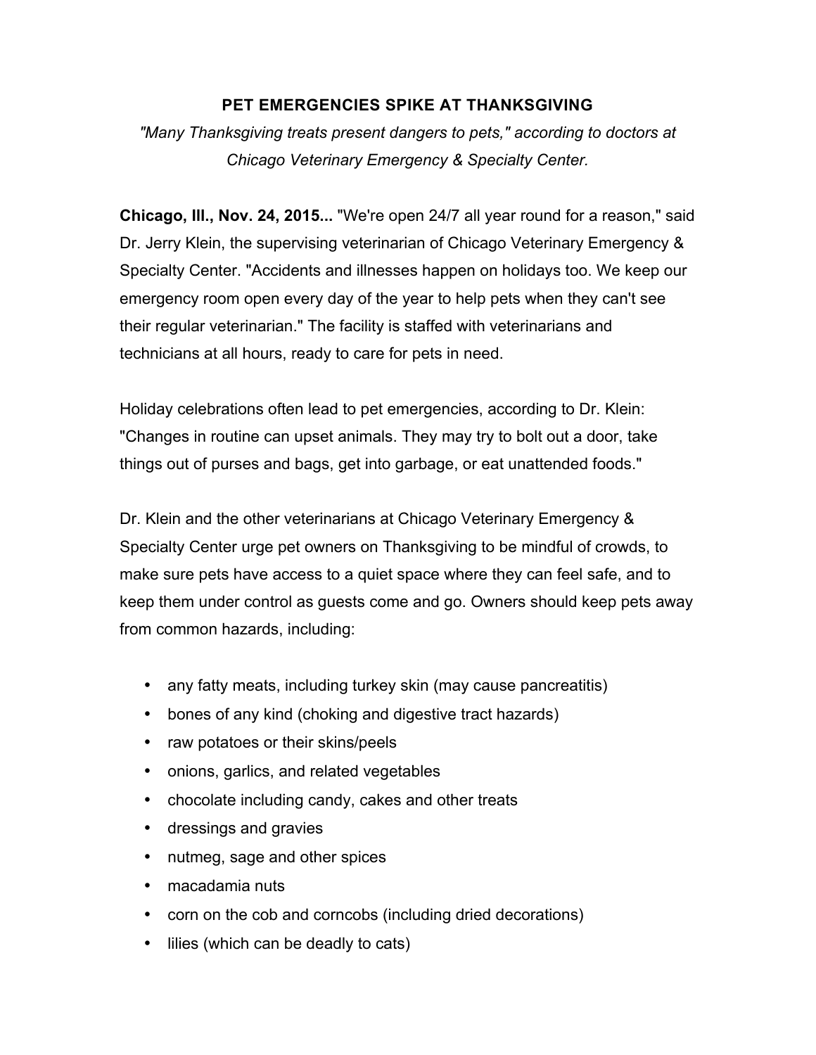# PET EMERGENCIES SPIKE AT THANKSGIVING

*"Many Thanksgiving treats present dangers to pets," according to doctors at Chicago Veterinary Emergency & Specialty Center.*

**Chicago, Ill., Nov. 24, 2015...** "We're open 24/7 all year round for a reason," said Dr. Jerry Klein, the supervising veterinarian of Chicago Veterinary Emergency & Specialty Center. "Accidents and illnesses happen on holidays too. We keep our emergency room open every day of the year to help pets when they can't see their regular veterinarian." The facility is staffed with veterinarians and technicians at all hours, ready to care for pets in need.

Holiday celebrations often lead to pet emergencies, according to Dr. Klein: "Changes in routine can upset animals. They may try to bolt out a door, take things out of purses and bags, get into garbage, or eat unattended foods."

Dr. Klein and the other veterinarians at Chicago Veterinary Emergency & Specialty Center urge pet owners on Thanksgiving to be mindful of crowds, to make sure pets have access to a quiet space where they can feel safe, and to keep them under control as guests come and go. Owners should keep pets away from common hazards, including:

- any fatty meats, including turkey skin (may cause pancreatitis)
- bones of any kind (choking and digestive tract hazards)
- raw potatoes or their skins/peels
- onions, garlics, and related vegetables
- chocolate including candy, cakes and other treats
- dressings and gravies
- nutmeg, sage and other spices
- macadamia nuts
- corn on the cob and corncobs (including dried decorations)
- lilies (which can be deadly to cats)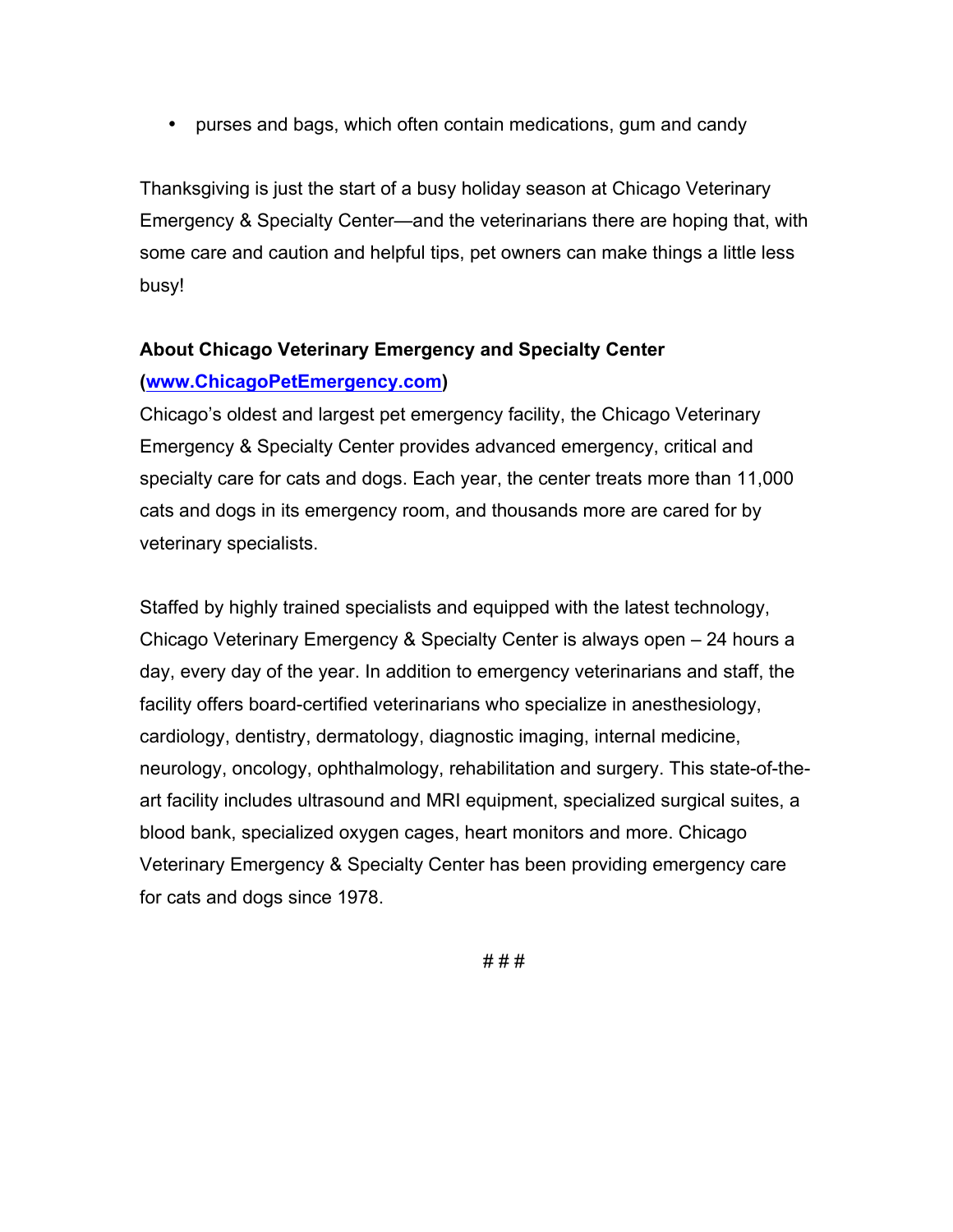- purses and bags, which often contain medications, gum and candy

Thanksgiving is just the start of a busy holiday season at Chicago Veterinary Emergency & Specialty Center—and the veterinarians there are hoping that, with some care and caution and helpful tips, pet owners can make things a little less busy!

**About Chicago Veterinary Emergency and Specialty Center ([www.ChicagoPetEmergency.com](http://www.ChicagoPetEmergency.com))**

Chicago's oldest and largest pet emergency facility, the Chicago Veterinary Emergency & Specialty Center provides advanced emergency, critical and specialty care for cats and dogs. Each year, the center treats more than 11,000 cats and dogs in its emergency room, and thousands more are cared for by veterinary specialists.

Staffed by highly trained specialists and equipped with the latest technology, Chicago Veterinary Emergency & Specialty Center is always open – 24 hours a day, every day of the year. In addition to emergency veterinarians and staff, the facility offers board-certified veterinarians who specialize in anesthesiology, cardiology, dentistry, dermatology, diagnostic imaging, internal medicine, neurology, oncology, ophthalmology, rehabilitation and surgery. This state-of-the-art facility includes ultrasound and MRI equipment, specialized surgical suites, a blood bank, specialized oxygen cages, heart monitors and more. Chicago Veterinary Emergency & Specialty Center has been providing emergency care for cats and dogs since 1978.

# # #